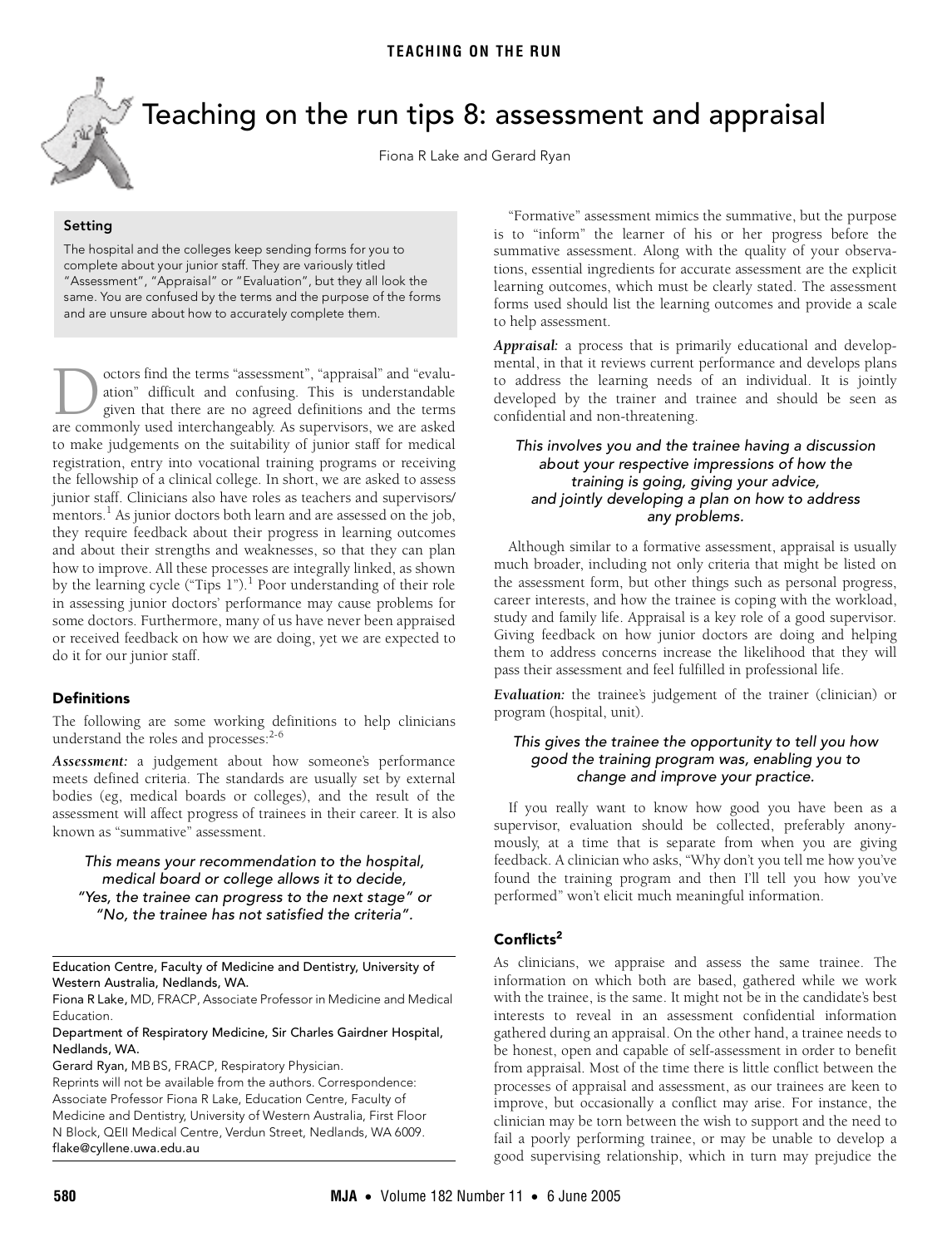# Teaching on the run tips 8: assessment and appraisal

Fiona R Lake and Gerard Ryan

### Setting

The hospital and the colleges keep sending forms for you to complete about your junior staff. They are variously titled "Assessment", "Appraisal" or "Evaluation", but they all look the same. You are confused by the terms and the purpose of the forms and are unsure about how to accurately complete them.

Doctors find the terms "assessment", "appraisal" and "evaluation" difficult and confusing. This is understandable given that there are no agreed definitions and the terms are commonly used interchangeably. As supervisors, we are asked to make judgements on the suitability of junior staff for medical registration, entry into vocational training programs or receiving the fellowship of a clinical college. In short, we are asked to assess junior staff. Clinicians also have roles as teachers and supervisors/mentors.[1] As junior doctors both learn and are assessed on the job, they require feedback about their progress in learning outcomes and about their strengths and weaknesses, so that they can plan how to improve. All these processes are integrally linked, as shown by the learning cycle ("Tips 1").[1] Poor understanding of their role in assessing junior doctors' performance may cause problems for some doctors. Furthermore, many of us have never been appraised or received feedback on how we are doing, yet we are expected to do it for our junior staff.

### Definitions

The following are some working definitions to help clinicians understand the roles and processes:[2-6]

***Assessment:*** a judgement about how someone's performance meets defined criteria. The standards are usually set by external bodies (eg, medical boards or colleges), and the result of the assessment will affect progress of trainees in their career. It is also known as "summative" assessment.

*This means your recommendation to the hospital, medical board or college allows it to decide, "Yes, the trainee can progress to the next stage" or "No, the trainee has not satisfied the criteria".*

"Formative" assessment mimics the summative, but the purpose is to "inform" the learner of his or her progress before the summative assessment. Along with the quality of your observations, essential ingredients for accurate assessment are the explicit learning outcomes, which must be clearly stated. The assessment forms used should list the learning outcomes and provide a scale to help assessment.

***Appraisal:*** a process that is primarily educational and developmental, in that it reviews current performance and develops plans to address the learning needs of an individual. It is jointly developed by the trainer and trainee and should be seen as confidential and non-threatening.

*This involves you and the trainee having a discussion about your respective impressions of how the training is going, giving your advice, and jointly developing a plan on how to address any problems.*

Although similar to a formative assessment, appraisal is usually much broader, including not only criteria that might be listed on the assessment form, but other things such as personal progress, career interests, and how the trainee is coping with the workload, study and family life. Appraisal is a key role of a good supervisor. Giving feedback on how junior doctors are doing and helping them to address concerns increase the likelihood that they will pass their assessment and feel fulfilled in professional life.

***Evaluation:*** the trainee's judgement of the trainer (clinician) or program (hospital, unit).

*This gives the trainee the opportunity to tell you how good the training program was, enabling you to change and improve your practice.*

If you really want to know how good you have been as a supervisor, evaluation should be collected, preferably anonymously, at a time that is separate from when you are giving feedback. A clinician who asks, "Why don't you tell me how you've found the training program and then I'll tell you how you've performed" won't elicit much meaningful information.

### Conflicts[2]

As clinicians, we appraise and assess the same trainee. The information on which both are based, gathered while we work with the trainee, is the same. It might not be in the candidate's best interests to reveal in an assessment confidential information gathered during an appraisal. On the other hand, a trainee needs to be honest, open and capable of self-assessment in order to benefit from appraisal. Most of the time there is little conflict between the processes of appraisal and assessment, as our trainees are keen to improve, but occasionally a conflict may arise. For instance, the clinician may be torn between the wish to support and the need to fail a poorly performing trainee, or may be unable to develop a good supervising relationship, which in turn may prejudice the

---

Education Centre, Faculty of Medicine and Dentistry, University of Western Australia, Nedlands, WA.

Fiona R Lake, MD, FRACP, Associate Professor in Medicine and Medical Education.

Department of Respiratory Medicine, Sir Charles Gairdner Hospital, Nedlands, WA.

Gerard Ryan, MB BS, FRACP, Respiratory Physician.

Reprints will not be available from the authors. Correspondence: Associate Professor Fiona R Lake, Education Centre, Faculty of Medicine and Dentistry, University of Western Australia, First Floor N Block, QEII Medical Centre, Verdun Street, Nedlands, WA 6009. flake@cyllene.uwa.edu.au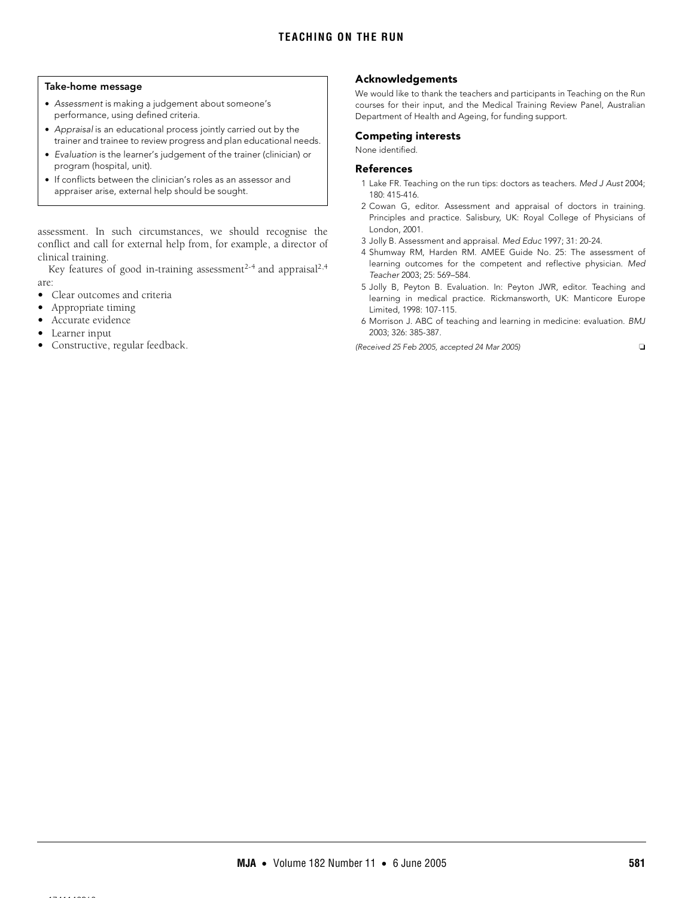> **Take-home message**
>
> - *Assessment* is making a judgement about someone's performance, using defined criteria.
> - *Appraisal* is an educational process jointly carried out by the trainer and trainee to review progress and plan educational needs.
> - *Evaluation* is the learner's judgement of the trainer (clinician) or program (hospital, unit).
> - If conflicts between the clinician's roles as an assessor and appraiser arise, external help should be sought.

assessment. In such circumstances, we should recognise the conflict and call for external help from, for example, a director of clinical training.

Key features of good in-training assessment[2-4] and appraisal[2,4] are:

- Clear outcomes and criteria
- Appropriate timing
- Accurate evidence
- Learner input
- Constructive, regular feedback.

## Acknowledgements

We would like to thank the teachers and participants in Teaching on the Run courses for their input, and the Medical Training Review Panel, Australian Department of Health and Ageing, for funding support.

## Competing interests

None identified.

## References

1. Lake FR. Teaching on the run tips: doctors as teachers. *Med J Aust* 2004; 180: 415-416.
2. Cowan G, editor. Assessment and appraisal of doctors in training. Principles and practice. Salisbury, UK: Royal College of Physicians of London, 2001.
3. Jolly B. Assessment and appraisal. *Med Educ* 1997; 31: 20-24.
4. Shumway RM, Harden RM. AMEE Guide No. 25: The assessment of learning outcomes for the competent and reflective physician. *Med Teacher* 2003; 25: 569–584.
5. Jolly B, Peyton B. Evaluation. In: Peyton JWR, editor. Teaching and learning in medical practice. Rickmansworth, UK: Manticore Europe Limited, 1998: 107-115.
6. Morrison J. ABC of teaching and learning in medicine: evaluation. *BMJ* 2003; 326: 385-387.

*(Received 25 Feb 2005, accepted 24 Mar 2005)*